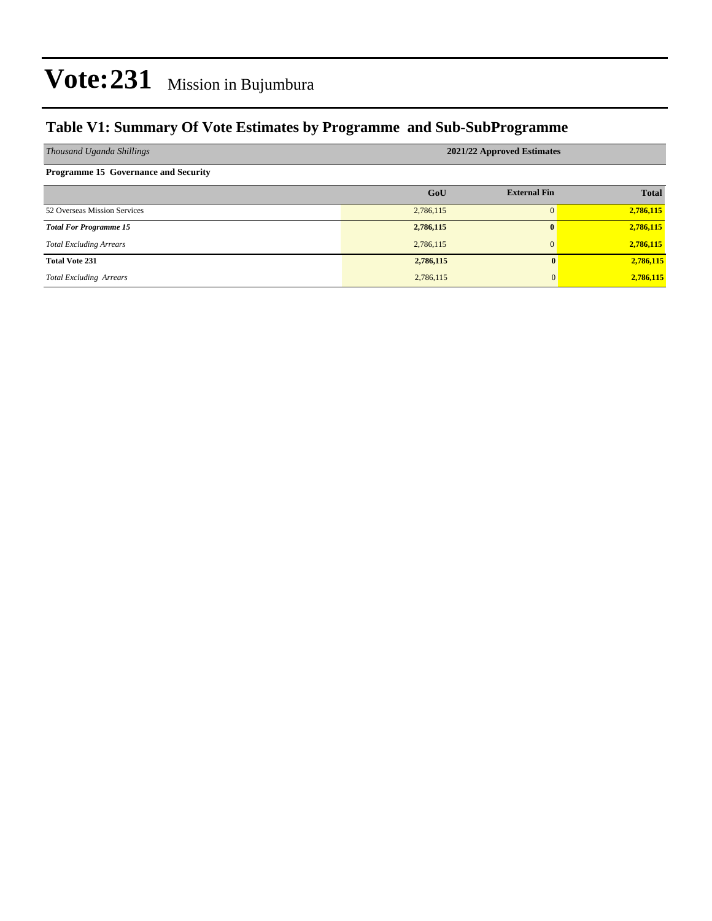# Vote:231 Mission in Bujumbura

## Table V1: Summary Of Vote Estimates by Programme and Sub-SubProgramme

| *Thousand Uganda Shillings* | 2021/22 Approved Estimates | | |
|---|---|---|---|
| **Programme 15 Governance and Security** | | | |
| | **GoU** | **External Fin** | **Total** |
| 52 Overseas Mission Services | 2,786,115 | 0 | **2,786,115** |
| ***Total For Programme 15*** | **2,786,115** | **0** | **2,786,115** |
| *Total Excluding Arrears* | 2,786,115 | 0 | **2,786,115** |
| **Total Vote 231** | **2,786,115** | **0** | **2,786,115** |
| *Total Excluding Arrears* | 2,786,115 | 0 | **2,786,115** |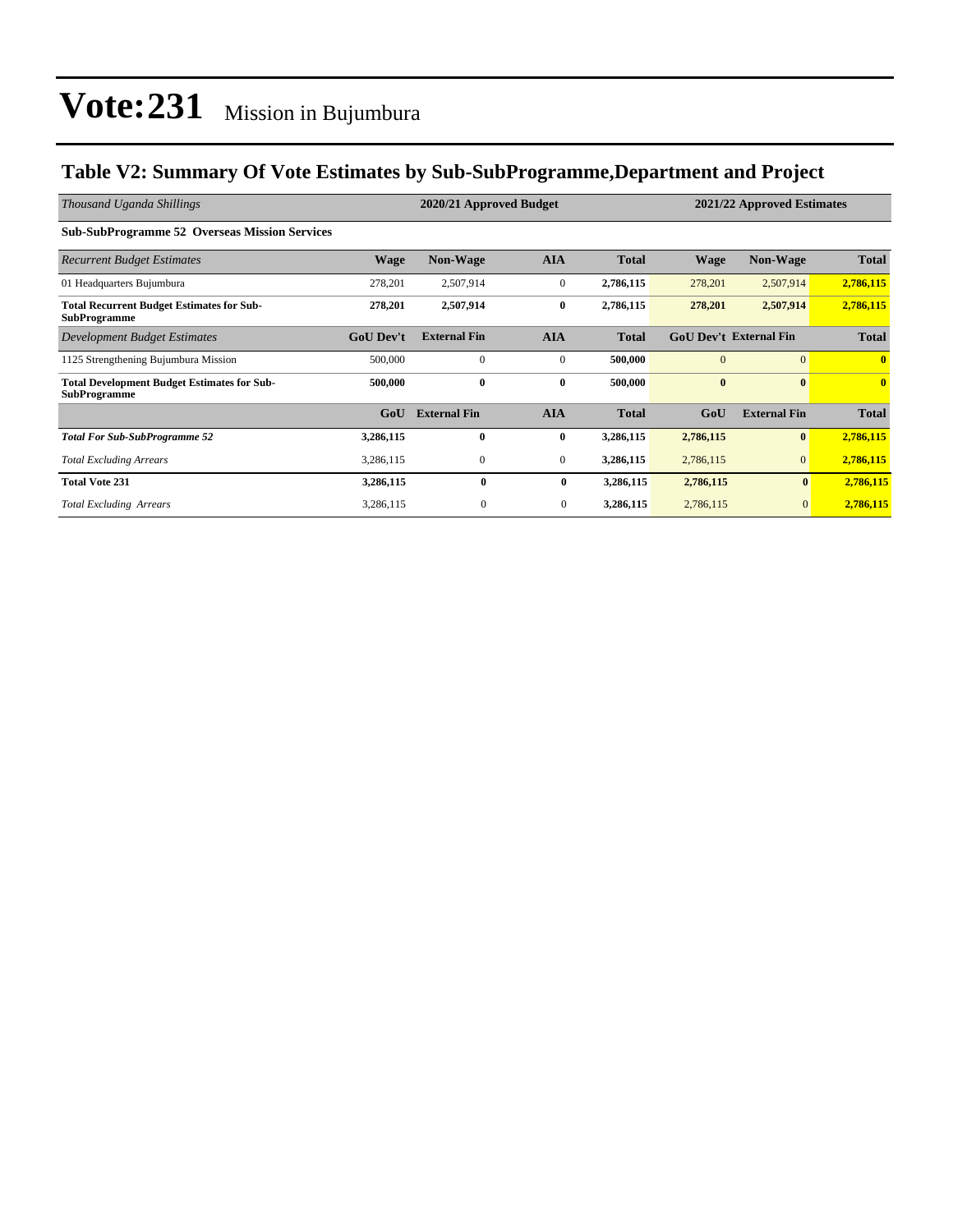# Vote:231 Mission in Bujumbura

## Table V2: Summary Of Vote Estimates by Sub-SubProgramme,Department and Project

| *Thousand Uganda Shillings* | 2020/21 Approved Budget | | | | 2021/22 Approved Estimates | | |
|---|---|---|---|---|---|---|---|
| **Sub-SubProgramme 52 Overseas Mission Services** | | | | | | | |
| *Recurrent Budget Estimates* | **Wage** | **Non-Wage** | **AIA** | **Total** | **Wage** | **Non-Wage** | **Total** |
| 01 Headquarters Bujumbura | 278,201 | 2,507,914 | 0 | **2,786,115** | 278,201 | 2,507,914 | **2,786,115** |
| **Total Recurrent Budget Estimates for Sub-SubProgramme** | **278,201** | **2,507,914** | **0** | **2,786,115** | **278,201** | **2,507,914** | **2,786,115** |
| *Development Budget Estimates* | **GoU Dev't** | **External Fin** | **AIA** | **Total** | **GoU Dev't** | **External Fin** | **Total** |
| 1125 Strengthening Bujumbura Mission | 500,000 | 0 | 0 | **500,000** | 0 | 0 | **0** |
| **Total Development Budget Estimates for Sub-SubProgramme** | **500,000** | **0** | **0** | **500,000** | **0** | **0** | **0** |
| | **GoU** | **External Fin** | **AIA** | **Total** | **GoU** | **External Fin** | **Total** |
| ***Total For Sub-SubProgramme 52*** | **3,286,115** | **0** | **0** | **3,286,115** | **2,786,115** | **0** | **2,786,115** |
| *Total Excluding Arrears* | 3,286,115 | 0 | 0 | **3,286,115** | 2,786,115 | 0 | **2,786,115** |
| **Total Vote 231** | **3,286,115** | **0** | **0** | **3,286,115** | **2,786,115** | **0** | **2,786,115** |
| *Total Excluding Arrears* | 3,286,115 | 0 | 0 | **3,286,115** | 2,786,115 | 0 | **2,786,115** |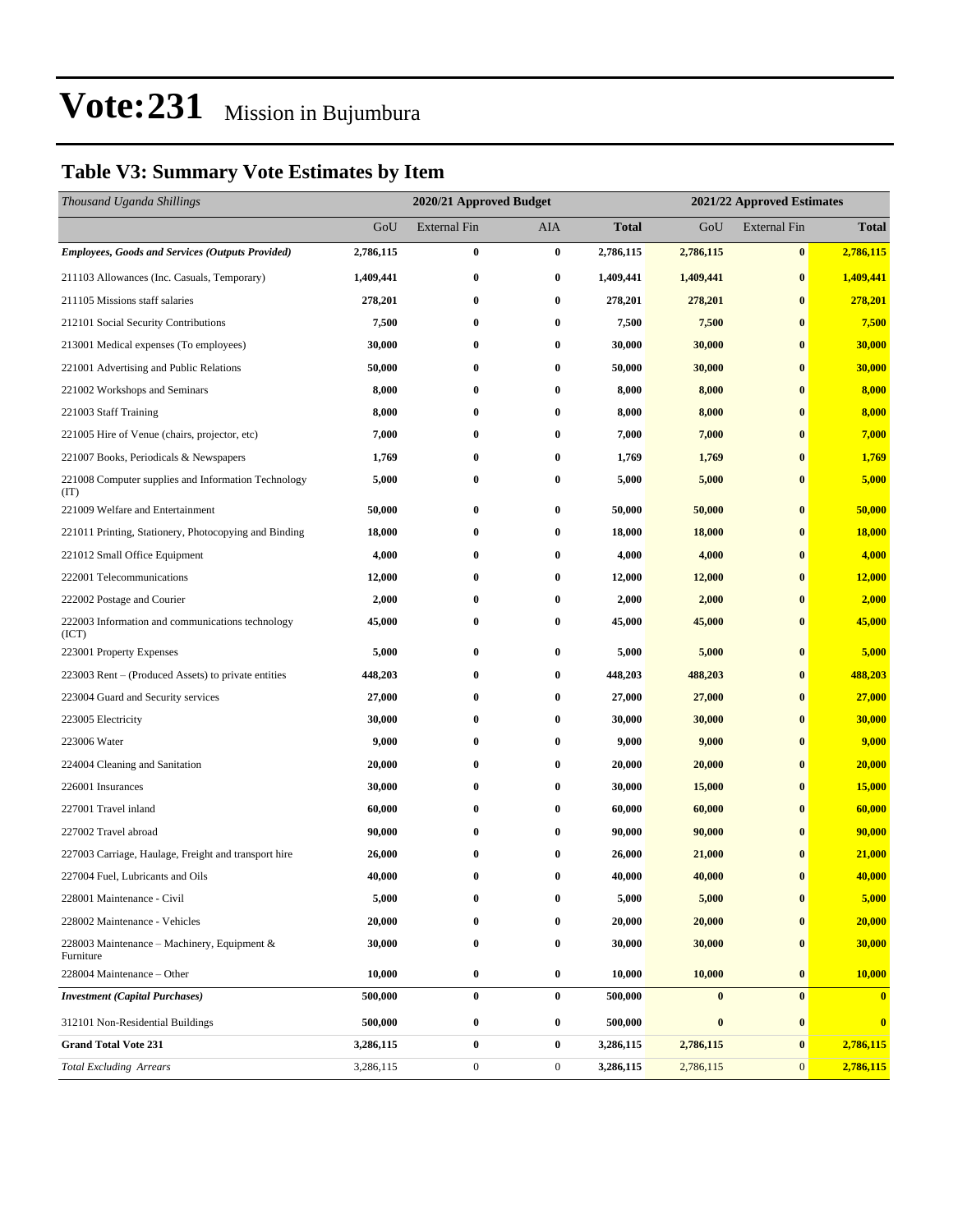# Vote:231 Mission in Bujumbura

## Table V3: Summary Vote Estimates by Item

| *Thousand Uganda Shillings* | 2020/21 Approved Budget | | | | 2021/22 Approved Estimates | | |
|---|---|---|---|---|---|---|---|
| | GoU | External Fin | AIA | **Total** | GoU | External Fin | **Total** |
| ***Employees, Goods and Services (Outputs Provided)*** | **2,786,115** | **0** | **0** | **2,786,115** | **2,786,115** | **0** | **2,786,115** |
| 211103 Allowances (Inc. Casuals, Temporary) | **1,409,441** | **0** | **0** | **1,409,441** | **1,409,441** | **0** | **1,409,441** |
| 211105 Missions staff salaries | **278,201** | **0** | **0** | **278,201** | **278,201** | **0** | **278,201** |
| 212101 Social Security Contributions | **7,500** | **0** | **0** | **7,500** | **7,500** | **0** | **7,500** |
| 213001 Medical expenses (To employees) | **30,000** | **0** | **0** | **30,000** | **30,000** | **0** | **30,000** |
| 221001 Advertising and Public Relations | **50,000** | **0** | **0** | **50,000** | **30,000** | **0** | **30,000** |
| 221002 Workshops and Seminars | **8,000** | **0** | **0** | **8,000** | **8,000** | **0** | **8,000** |
| 221003 Staff Training | **8,000** | **0** | **0** | **8,000** | **8,000** | **0** | **8,000** |
| 221005 Hire of Venue (chairs, projector, etc) | **7,000** | **0** | **0** | **7,000** | **7,000** | **0** | **7,000** |
| 221007 Books, Periodicals & Newspapers | **1,769** | **0** | **0** | **1,769** | **1,769** | **0** | **1,769** |
| 221008 Computer supplies and Information Technology (IT) | **5,000** | **0** | **0** | **5,000** | **5,000** | **0** | **5,000** |
| 221009 Welfare and Entertainment | **50,000** | **0** | **0** | **50,000** | **50,000** | **0** | **50,000** |
| 221011 Printing, Stationery, Photocopying and Binding | **18,000** | **0** | **0** | **18,000** | **18,000** | **0** | **18,000** |
| 221012 Small Office Equipment | **4,000** | **0** | **0** | **4,000** | **4,000** | **0** | **4,000** |
| 222001 Telecommunications | **12,000** | **0** | **0** | **12,000** | **12,000** | **0** | **12,000** |
| 222002 Postage and Courier | **2,000** | **0** | **0** | **2,000** | **2,000** | **0** | **2,000** |
| 222003 Information and communications technology (ICT) | **45,000** | **0** | **0** | **45,000** | **45,000** | **0** | **45,000** |
| 223001 Property Expenses | **5,000** | **0** | **0** | **5,000** | **5,000** | **0** | **5,000** |
| 223003 Rent – (Produced Assets) to private entities | **448,203** | **0** | **0** | **448,203** | **488,203** | **0** | **488,203** |
| 223004 Guard and Security services | **27,000** | **0** | **0** | **27,000** | **27,000** | **0** | **27,000** |
| 223005 Electricity | **30,000** | **0** | **0** | **30,000** | **30,000** | **0** | **30,000** |
| 223006 Water | **9,000** | **0** | **0** | **9,000** | **9,000** | **0** | **9,000** |
| 224004 Cleaning and Sanitation | **20,000** | **0** | **0** | **20,000** | **20,000** | **0** | **20,000** |
| 226001 Insurances | **30,000** | **0** | **0** | **30,000** | **15,000** | **0** | **15,000** |
| 227001 Travel inland | **60,000** | **0** | **0** | **60,000** | **60,000** | **0** | **60,000** |
| 227002 Travel abroad | **90,000** | **0** | **0** | **90,000** | **90,000** | **0** | **90,000** |
| 227003 Carriage, Haulage, Freight and transport hire | **26,000** | **0** | **0** | **26,000** | **21,000** | **0** | **21,000** |
| 227004 Fuel, Lubricants and Oils | **40,000** | **0** | **0** | **40,000** | **40,000** | **0** | **40,000** |
| 228001 Maintenance - Civil | **5,000** | **0** | **0** | **5,000** | **5,000** | **0** | **5,000** |
| 228002 Maintenance - Vehicles | **20,000** | **0** | **0** | **20,000** | **20,000** | **0** | **20,000** |
| 228003 Maintenance – Machinery, Equipment & Furniture | **30,000** | **0** | **0** | **30,000** | **30,000** | **0** | **30,000** |
| 228004 Maintenance – Other | **10,000** | **0** | **0** | **10,000** | **10,000** | **0** | **10,000** |
| ***Investment (Capital Purchases)*** | **500,000** | **0** | **0** | **500,000** | **0** | **0** | **0** |
| 312101 Non-Residential Buildings | **500,000** | **0** | **0** | **500,000** | **0** | **0** | **0** |
| **Grand Total Vote 231** | **3,286,115** | **0** | **0** | **3,286,115** | **2,786,115** | **0** | **2,786,115** |
| *Total Excluding Arrears* | 3,286,115 | 0 | 0 | **3,286,115** | 2,786,115 | 0 | **2,786,115** |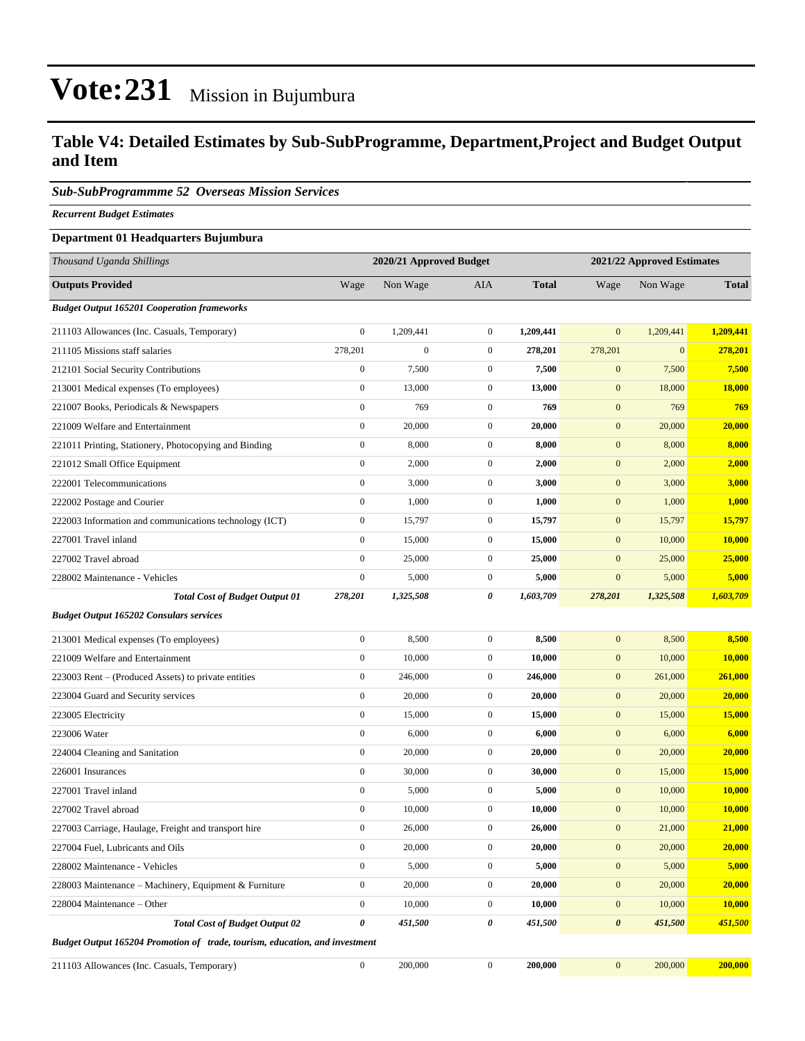# Vote:231 Mission in Bujumbura

## Table V4: Detailed Estimates by Sub-SubProgramme, Department,Project and Budget Output and Item

### *Sub-SubProgrammme 52 Overseas Mission Services*

***Recurrent Budget Estimates***

**Department 01 Headquarters Bujumbura**

| *Thousand Uganda Shillings* | 2020/21 Approved Budget | | | | 2021/22 Approved Estimates | | |
|---|---|---|---|---|---|---|---|
| **Outputs Provided** | Wage | Non Wage | AIA | **Total** | Wage | Non Wage | **Total** |
| ***Budget Output 165201 Cooperation frameworks*** | | | | | | | |
| 211103 Allowances (Inc. Casuals, Temporary) | 0 | 1,209,441 | 0 | **1,209,441** | 0 | 1,209,441 | **1,209,441** |
| 211105 Missions staff salaries | 278,201 | 0 | 0 | **278,201** | 278,201 | 0 | **278,201** |
| 212101 Social Security Contributions | 0 | 7,500 | 0 | **7,500** | 0 | 7,500 | **7,500** |
| 213001 Medical expenses (To employees) | 0 | 13,000 | 0 | **13,000** | 0 | 18,000 | **18,000** |
| 221007 Books, Periodicals & Newspapers | 0 | 769 | 0 | **769** | 0 | 769 | **769** |
| 221009 Welfare and Entertainment | 0 | 20,000 | 0 | **20,000** | 0 | 20,000 | **20,000** |
| 221011 Printing, Stationery, Photocopying and Binding | 0 | 8,000 | 0 | **8,000** | 0 | 8,000 | **8,000** |
| 221012 Small Office Equipment | 0 | 2,000 | 0 | **2,000** | 0 | 2,000 | **2,000** |
| 222001 Telecommunications | 0 | 3,000 | 0 | **3,000** | 0 | 3,000 | **3,000** |
| 222002 Postage and Courier | 0 | 1,000 | 0 | **1,000** | 0 | 1,000 | **1,000** |
| 222003 Information and communications technology (ICT) | 0 | 15,797 | 0 | **15,797** | 0 | 15,797 | **15,797** |
| 227001 Travel inland | 0 | 15,000 | 0 | **15,000** | 0 | 10,000 | **10,000** |
| 227002 Travel abroad | 0 | 25,000 | 0 | **25,000** | 0 | 25,000 | **25,000** |
| 228002 Maintenance - Vehicles | 0 | 5,000 | 0 | **5,000** | 0 | 5,000 | **5,000** |
| ***Total Cost of Budget Output 01*** | ***278,201*** | ***1,325,508*** | ***0*** | ***1,603,709*** | ***278,201*** | ***1,325,508*** | ***1,603,709*** |
| ***Budget Output 165202 Consulars services*** | | | | | | | |
| 213001 Medical expenses (To employees) | 0 | 8,500 | 0 | **8,500** | 0 | 8,500 | **8,500** |
| 221009 Welfare and Entertainment | 0 | 10,000 | 0 | **10,000** | 0 | 10,000 | **10,000** |
| 223003 Rent – (Produced Assets) to private entities | 0 | 246,000 | 0 | **246,000** | 0 | 261,000 | **261,000** |
| 223004 Guard and Security services | 0 | 20,000 | 0 | **20,000** | 0 | 20,000 | **20,000** |
| 223005 Electricity | 0 | 15,000 | 0 | **15,000** | 0 | 15,000 | **15,000** |
| 223006 Water | 0 | 6,000 | 0 | **6,000** | 0 | 6,000 | **6,000** |
| 224004 Cleaning and Sanitation | 0 | 20,000 | 0 | **20,000** | 0 | 20,000 | **20,000** |
| 226001 Insurances | 0 | 30,000 | 0 | **30,000** | 0 | 15,000 | **15,000** |
| 227001 Travel inland | 0 | 5,000 | 0 | **5,000** | 0 | 10,000 | **10,000** |
| 227002 Travel abroad | 0 | 10,000 | 0 | **10,000** | 0 | 10,000 | **10,000** |
| 227003 Carriage, Haulage, Freight and transport hire | 0 | 26,000 | 0 | **26,000** | 0 | 21,000 | **21,000** |
| 227004 Fuel, Lubricants and Oils | 0 | 20,000 | 0 | **20,000** | 0 | 20,000 | **20,000** |
| 228002 Maintenance - Vehicles | 0 | 5,000 | 0 | **5,000** | 0 | 5,000 | **5,000** |
| 228003 Maintenance – Machinery, Equipment & Furniture | 0 | 20,000 | 0 | **20,000** | 0 | 20,000 | **20,000** |
| 228004 Maintenance – Other | 0 | 10,000 | 0 | **10,000** | 0 | 10,000 | **10,000** |
| ***Total Cost of Budget Output 02*** | ***0*** | ***451,500*** | ***0*** | ***451,500*** | ***0*** | ***451,500*** | ***451,500*** |
| ***Budget Output 165204 Promotion of trade, tourism, education, and investment*** | | | | | | | |
| 211103 Allowances (Inc. Casuals, Temporary) | 0 | 200,000 | 0 | **200,000** | 0 | 200,000 | **200,000** |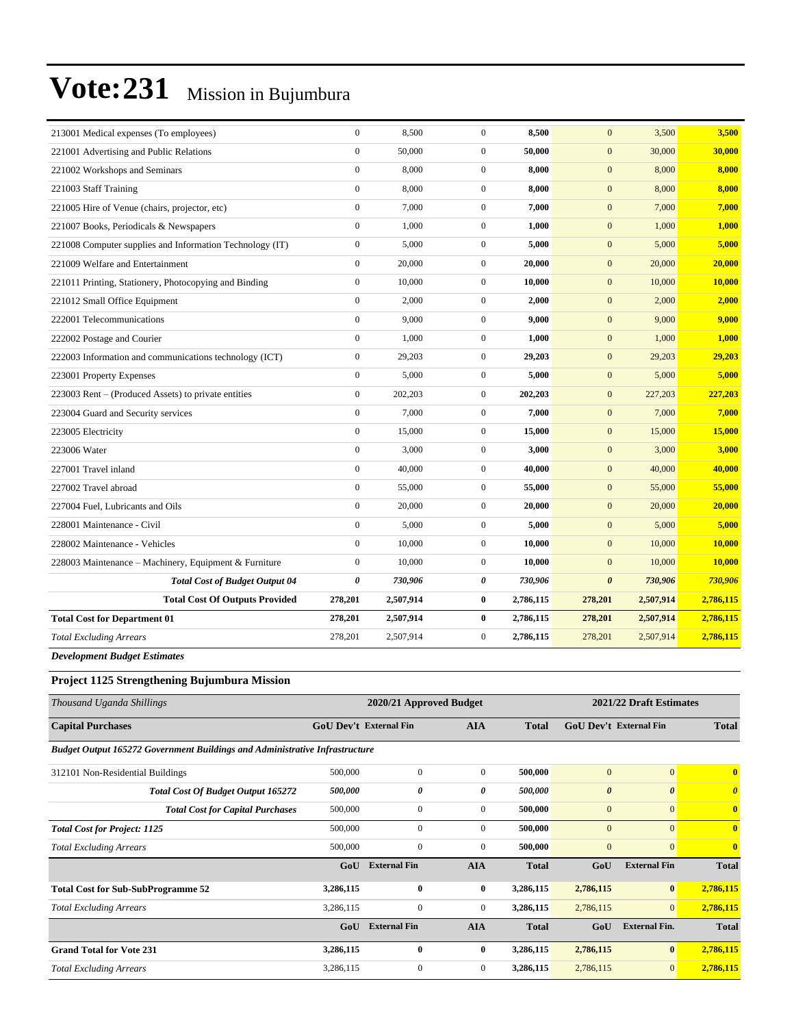# Vote:231 Mission in Bujumbura

| | | | | | | | |
|---|---|---|---|---|---|---|---|
| 213001 Medical expenses (To employees) | 0 | 8,500 | 0 | **8,500** | 0 | 3,500 | **3,500** |
| 221001 Advertising and Public Relations | 0 | 50,000 | 0 | **50,000** | 0 | 30,000 | **30,000** |
| 221002 Workshops and Seminars | 0 | 8,000 | 0 | **8,000** | 0 | 8,000 | **8,000** |
| 221003 Staff Training | 0 | 8,000 | 0 | **8,000** | 0 | 8,000 | **8,000** |
| 221005 Hire of Venue (chairs, projector, etc) | 0 | 7,000 | 0 | **7,000** | 0 | 7,000 | **7,000** |
| 221007 Books, Periodicals & Newspapers | 0 | 1,000 | 0 | **1,000** | 0 | 1,000 | **1,000** |
| 221008 Computer supplies and Information Technology (IT) | 0 | 5,000 | 0 | **5,000** | 0 | 5,000 | **5,000** |
| 221009 Welfare and Entertainment | 0 | 20,000 | 0 | **20,000** | 0 | 20,000 | **20,000** |
| 221011 Printing, Stationery, Photocopying and Binding | 0 | 10,000 | 0 | **10,000** | 0 | 10,000 | **10,000** |
| 221012 Small Office Equipment | 0 | 2,000 | 0 | **2,000** | 0 | 2,000 | **2,000** |
| 222001 Telecommunications | 0 | 9,000 | 0 | **9,000** | 0 | 9,000 | **9,000** |
| 222002 Postage and Courier | 0 | 1,000 | 0 | **1,000** | 0 | 1,000 | **1,000** |
| 222003 Information and communications technology (ICT) | 0 | 29,203 | 0 | **29,203** | 0 | 29,203 | **29,203** |
| 223001 Property Expenses | 0 | 5,000 | 0 | **5,000** | 0 | 5,000 | **5,000** |
| 223003 Rent – (Produced Assets) to private entities | 0 | 202,203 | 0 | **202,203** | 0 | 227,203 | **227,203** |
| 223004 Guard and Security services | 0 | 7,000 | 0 | **7,000** | 0 | 7,000 | **7,000** |
| 223005 Electricity | 0 | 15,000 | 0 | **15,000** | 0 | 15,000 | **15,000** |
| 223006 Water | 0 | 3,000 | 0 | **3,000** | 0 | 3,000 | **3,000** |
| 227001 Travel inland | 0 | 40,000 | 0 | **40,000** | 0 | 40,000 | **40,000** |
| 227002 Travel abroad | 0 | 55,000 | 0 | **55,000** | 0 | 55,000 | **55,000** |
| 227004 Fuel, Lubricants and Oils | 0 | 20,000 | 0 | **20,000** | 0 | 20,000 | **20,000** |
| 228001 Maintenance - Civil | 0 | 5,000 | 0 | **5,000** | 0 | 5,000 | **5,000** |
| 228002 Maintenance - Vehicles | 0 | 10,000 | 0 | **10,000** | 0 | 10,000 | **10,000** |
| 228003 Maintenance – Machinery, Equipment & Furniture | 0 | 10,000 | 0 | **10,000** | 0 | 10,000 | **10,000** |
| ***Total Cost of Budget Output 04*** | ***0*** | ***730,906*** | ***0*** | ***730,906*** | ***0*** | ***730,906*** | ***730,906*** |
| **Total Cost Of Outputs Provided** | **278,201** | **2,507,914** | **0** | **2,786,115** | **278,201** | **2,507,914** | **2,786,115** |
| **Total Cost for Department 01** | **278,201** | **2,507,914** | **0** | **2,786,115** | **278,201** | **2,507,914** | **2,786,115** |
| *Total Excluding Arrears* | 278,201 | 2,507,914 | 0 | **2,786,115** | 278,201 | 2,507,914 | **2,786,115** |

***Development Budget Estimates***

**Project 1125 Strengthening Bujumbura Mission**

| *Thousand Uganda Shillings* | 2020/21 Approved Budget | | | | 2021/22 Draft Estimates | | |
|---|---|---|---|---|---|---|---|
| **Capital Purchases** | **GoU Dev't** | **External Fin** | **AIA** | **Total** | **GoU Dev't** | **External Fin** | **Total** |
| ***Budget Output 165272 Government Buildings and Administrative Infrastructure*** | | | | | | | |
| 312101 Non-Residential Buildings | 500,000 | 0 | 0 | **500,000** | 0 | 0 | **0** |
| ***Total Cost Of Budget Output 165272*** | ***500,000*** | ***0*** | ***0*** | ***500,000*** | ***0*** | ***0*** | ***0*** |
| ***Total Cost for Capital Purchases*** | 500,000 | 0 | 0 | **500,000** | 0 | 0 | **0** |
| ***Total Cost for Project: 1125*** | 500,000 | 0 | 0 | **500,000** | 0 | 0 | **0** |
| *Total Excluding Arrears* | 500,000 | 0 | 0 | **500,000** | 0 | 0 | **0** |
| | **GoU** | **External Fin** | **AIA** | **Total** | **GoU** | **External Fin** | **Total** |
| **Total Cost for Sub-SubProgramme 52** | **3,286,115** | **0** | **0** | **3,286,115** | **2,786,115** | **0** | **2,786,115** |
| *Total Excluding Arrears* | 3,286,115 | 0 | 0 | **3,286,115** | 2,786,115 | 0 | **2,786,115** |
| | **GoU** | **External Fin** | **AIA** | **Total** | **GoU** | **External Fin.** | **Total** |
| **Grand Total for Vote 231** | **3,286,115** | **0** | **0** | **3,286,115** | **2,786,115** | **0** | **2,786,115** |
| *Total Excluding Arrears* | 3,286,115 | 0 | 0 | **3,286,115** | 2,786,115 | 0 | **2,786,115** |